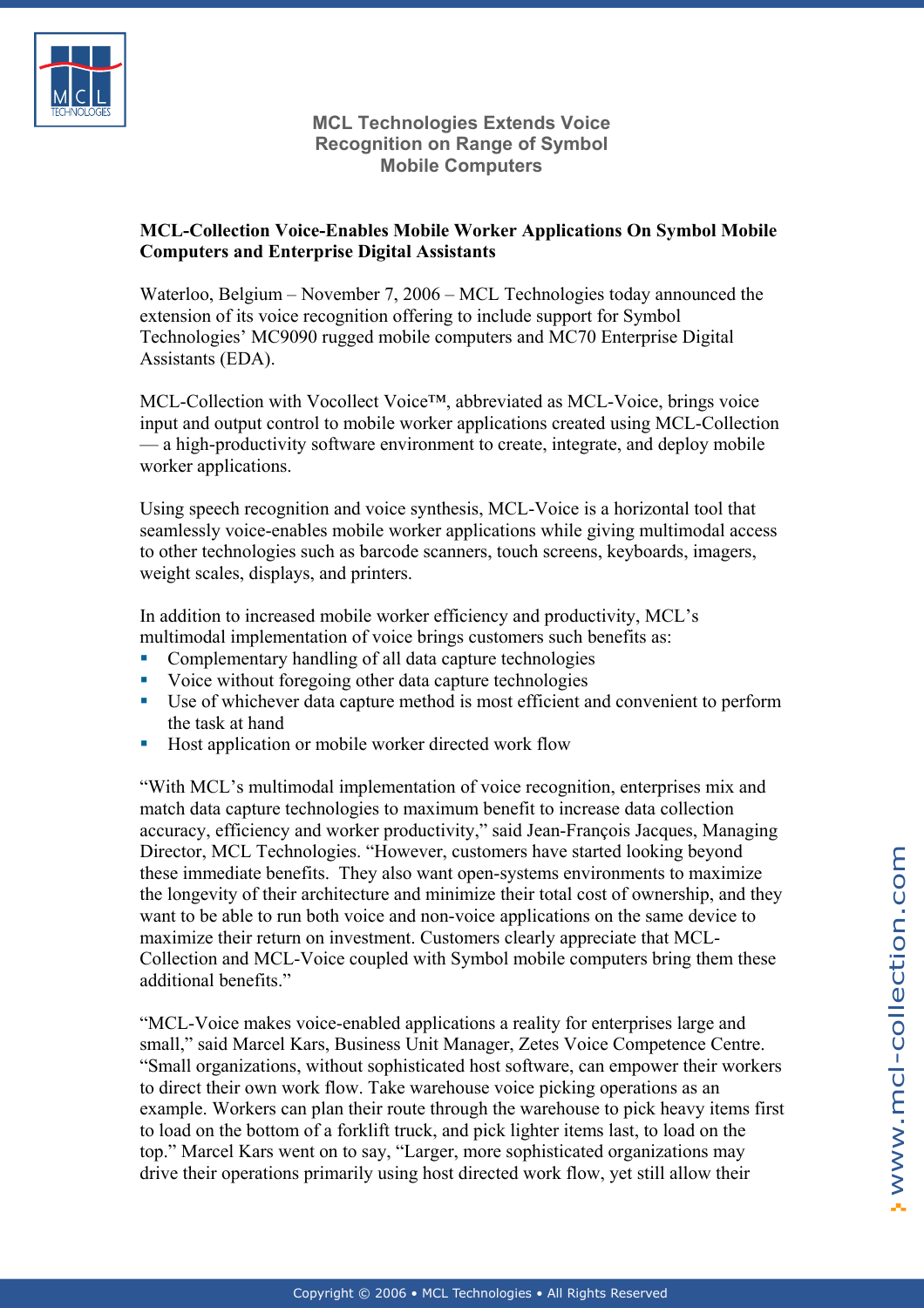# MCL Technologies Extends Voice Recognition on Range of Symbol Mobile Computers

**MCL-Collection Voice-Enables Mobile Worker Applications On Symbol Mobile Computers and Enterprise Digital Assistants**

Waterloo, Belgium – November 7, 2006 – MCL Technologies today announced the extension of its voice recognition offering to include support for Symbol Technologies' MC9090 rugged mobile computers and MC70 Enterprise Digital Assistants (EDA).

MCL-Collection with Vocollect Voice™, abbreviated as MCL-Voice, brings voice input and output control to mobile worker applications created using MCL-Collection — a high-productivity software environment to create, integrate, and deploy mobile worker applications.

Using speech recognition and voice synthesis, MCL-Voice is a horizontal tool that seamlessly voice-enables mobile worker applications while giving multimodal access to other technologies such as barcode scanners, touch screens, keyboards, imagers, weight scales, displays, and printers.

In addition to increased mobile worker efficiency and productivity, MCL's multimodal implementation of voice brings customers such benefits as:

- Complementary handling of all data capture technologies
- Voice without foregoing other data capture technologies
- Use of whichever data capture method is most efficient and convenient to perform the task at hand
- Host application or mobile worker directed work flow

"With MCL's multimodal implementation of voice recognition, enterprises mix and match data capture technologies to maximum benefit to increase data collection accuracy, efficiency and worker productivity," said Jean-François Jacques, Managing Director, MCL Technologies. "However, customers have started looking beyond these immediate benefits. They also want open-systems environments to maximize the longevity of their architecture and minimize their total cost of ownership, and they want to be able to run both voice and non-voice applications on the same device to maximize their return on investment. Customers clearly appreciate that MCL-Collection and MCL-Voice coupled with Symbol mobile computers bring them these additional benefits."

"MCL-Voice makes voice-enabled applications a reality for enterprises large and small," said Marcel Kars, Business Unit Manager, Zetes Voice Competence Centre. "Small organizations, without sophisticated host software, can empower their workers to direct their own work flow. Take warehouse voice picking operations as an example. Workers can plan their route through the warehouse to pick heavy items first to load on the bottom of a forklift truck, and pick lighter items last, to load on the top." Marcel Kars went on to say, "Larger, more sophisticated organizations may drive their operations primarily using host directed work flow, yet still allow their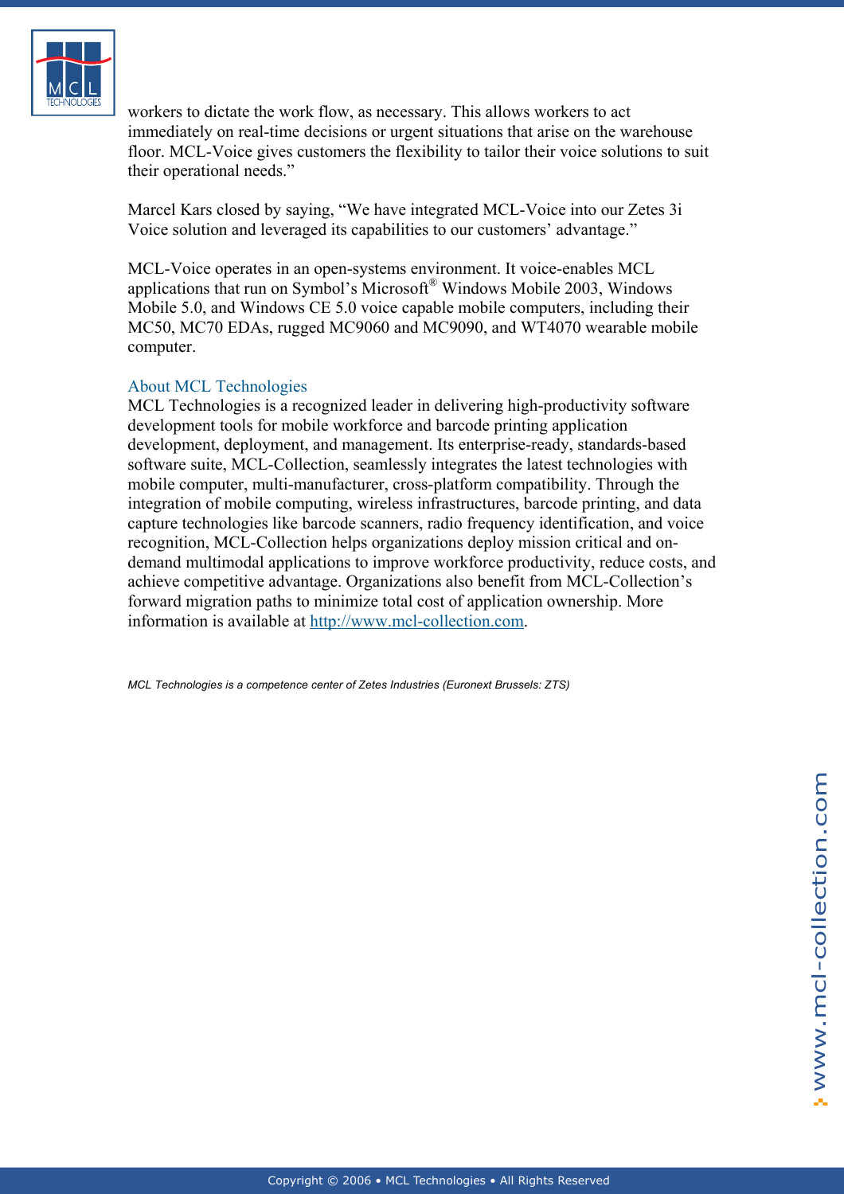workers to dictate the work flow, as necessary. This allows workers to act immediately on real-time decisions or urgent situations that arise on the warehouse floor. MCL-Voice gives customers the flexibility to tailor their voice solutions to suit their operational needs."

Marcel Kars closed by saying, "We have integrated MCL-Voice into our Zetes 3i Voice solution and leveraged its capabilities to our customers' advantage."

MCL-Voice operates in an open-systems environment. It voice-enables MCL applications that run on Symbol's Microsoft® Windows Mobile 2003, Windows Mobile 5.0, and Windows CE 5.0 voice capable mobile computers, including their MC50, MC70 EDAs, rugged MC9060 and MC9090, and WT4070 wearable mobile computer.

## About MCL Technologies

MCL Technologies is a recognized leader in delivering high-productivity software development tools for mobile workforce and barcode printing application development, deployment, and management. Its enterprise-ready, standards-based software suite, MCL-Collection, seamlessly integrates the latest technologies with mobile computer, multi-manufacturer, cross-platform compatibility. Through the integration of mobile computing, wireless infrastructures, barcode printing, and data capture technologies like barcode scanners, radio frequency identification, and voice recognition, MCL-Collection helps organizations deploy mission critical and on-demand multimodal applications to improve workforce productivity, reduce costs, and achieve competitive advantage. Organizations also benefit from MCL-Collection's forward migration paths to minimize total cost of application ownership. More information is available at http://www.mcl-collection.com.

*MCL Technologies is a competence center of Zetes Industries (Euronext Brussels: ZTS)*